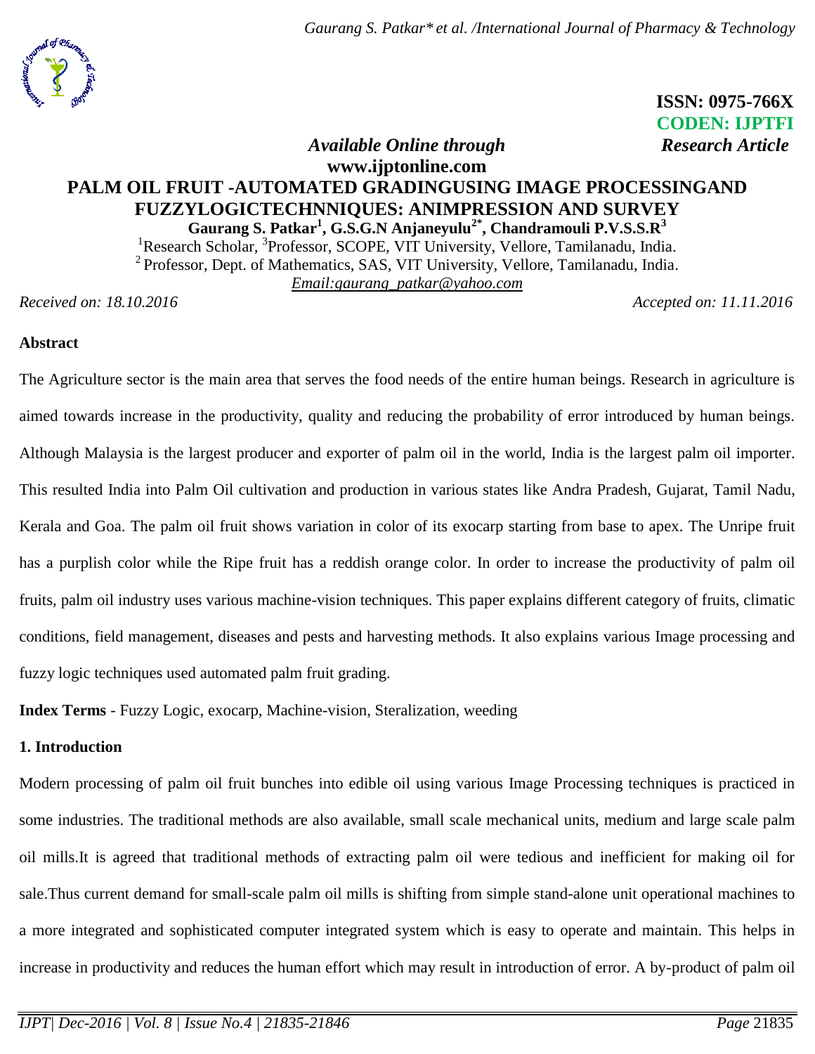**ISSN: 0975-766X**
**CODEN: IJPTFI**

*Available Online through* *Research Article*

**www.ijptonline.com**

# PALM OIL FRUIT -AUTOMATED GRADINGUSING IMAGE PROCESSINGAND FUZZYLOGICTECHNNIQUES: ANIMPRESSION AND SURVEY

**Gaurang S. Patkar[1], G.S.G.N Anjaneyulu[2*], Chandramouli P.V.S.S.R[3]**

[1]Research Scholar, [3]Professor, SCOPE, VIT University, Vellore, Tamilanadu, India.
[2] Professor, Dept. of Mathematics, SAS, VIT University, Vellore, Tamilanadu, India.
Email:gaurang_patkar@yahoo.com

*Received on: 18.10.2016* *Accepted on: 11.11.2016*

## Abstract

The Agriculture sector is the main area that serves the food needs of the entire human beings. Research in agriculture is aimed towards increase in the productivity, quality and reducing the probability of error introduced by human beings. Although Malaysia is the largest producer and exporter of palm oil in the world, India is the largest palm oil importer. This resulted India into Palm Oil cultivation and production in various states like Andra Pradesh, Gujarat, Tamil Nadu, Kerala and Goa. The palm oil fruit shows variation in color of its exocarp starting from base to apex. The Unripe fruit has a purplish color while the Ripe fruit has a reddish orange color. In order to increase the productivity of palm oil fruits, palm oil industry uses various machine-vision techniques. This paper explains different category of fruits, climatic conditions, field management, diseases and pests and harvesting methods. It also explains various Image processing and fuzzy logic techniques used automated palm fruit grading.

**Index Terms** - Fuzzy Logic, exocarp, Machine-vision, Steralization, weeding

## 1. Introduction

Modern processing of palm oil fruit bunches into edible oil using various Image Processing techniques is practiced in some industries. The traditional methods are also available, small scale mechanical units, medium and large scale palm oil mills.It is agreed that traditional methods of extracting palm oil were tedious and inefficient for making oil for sale.Thus current demand for small-scale palm oil mills is shifting from simple stand-alone unit operational machines to a more integrated and sophisticated computer integrated system which is easy to operate and maintain. This helps in increase in productivity and reduces the human effort which may result in introduction of error. A by-product of palm oil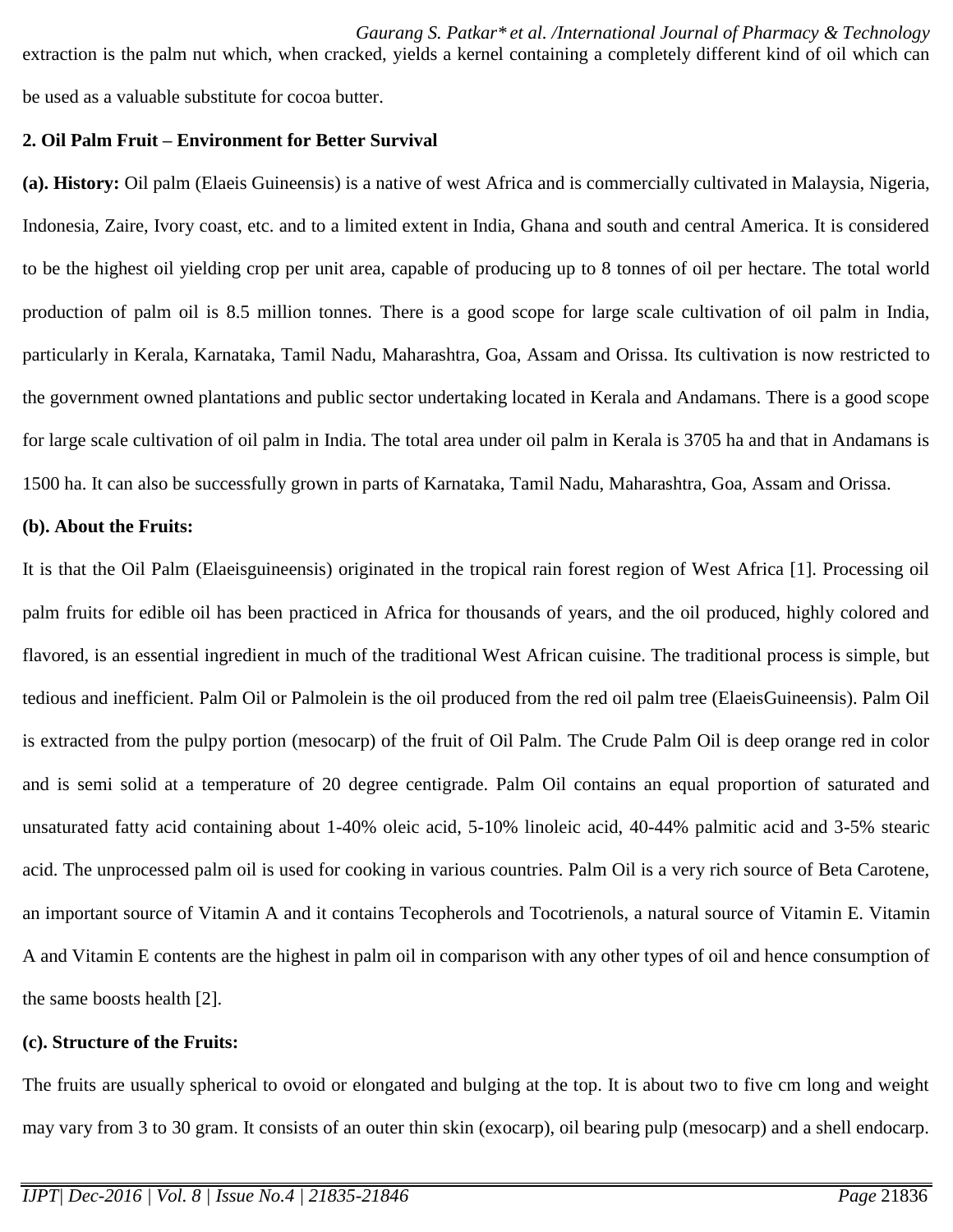extraction is the palm nut which, when cracked, yields a kernel containing a completely different kind of oil which can be used as a valuable substitute for cocoa butter.

## 2. Oil Palm Fruit – Environment for Better Survival

**(a). History:** Oil palm (Elaeis Guineensis) is a native of west Africa and is commercially cultivated in Malaysia, Nigeria, Indonesia, Zaire, Ivory coast, etc. and to a limited extent in India, Ghana and south and central America. It is considered to be the highest oil yielding crop per unit area, capable of producing up to 8 tonnes of oil per hectare. The total world production of palm oil is 8.5 million tonnes. There is a good scope for large scale cultivation of oil palm in India, particularly in Kerala, Karnataka, Tamil Nadu, Maharashtra, Goa, Assam and Orissa. Its cultivation is now restricted to the government owned plantations and public sector undertaking located in Kerala and Andamans. There is a good scope for large scale cultivation of oil palm in India. The total area under oil palm in Kerala is 3705 ha and that in Andamans is 1500 ha. It can also be successfully grown in parts of Karnataka, Tamil Nadu, Maharashtra, Goa, Assam and Orissa.

**(b). About the Fruits:**

It is that the Oil Palm (Elaeisguineensis) originated in the tropical rain forest region of West Africa [1]. Processing oil palm fruits for edible oil has been practiced in Africa for thousands of years, and the oil produced, highly colored and flavored, is an essential ingredient in much of the traditional West African cuisine. The traditional process is simple, but tedious and inefficient. Palm Oil or Palmolein is the oil produced from the red oil palm tree (ElaeisGuineensis). Palm Oil is extracted from the pulpy portion (mesocarp) of the fruit of Oil Palm. The Crude Palm Oil is deep orange red in color and is semi solid at a temperature of 20 degree centigrade. Palm Oil contains an equal proportion of saturated and unsaturated fatty acid containing about 1-40% oleic acid, 5-10% linoleic acid, 40-44% palmitic acid and 3-5% stearic acid. The unprocessed palm oil is used for cooking in various countries. Palm Oil is a very rich source of Beta Carotene, an important source of Vitamin A and it contains Tecopherols and Tocotrienols, a natural source of Vitamin E. Vitamin A and Vitamin E contents are the highest in palm oil in comparison with any other types of oil and hence consumption of the same boosts health [2].

**(c). Structure of the Fruits:**

The fruits are usually spherical to ovoid or elongated and bulging at the top. It is about two to five cm long and weight may vary from 3 to 30 gram. It consists of an outer thin skin (exocarp), oil bearing pulp (mesocarp) and a shell endocarp.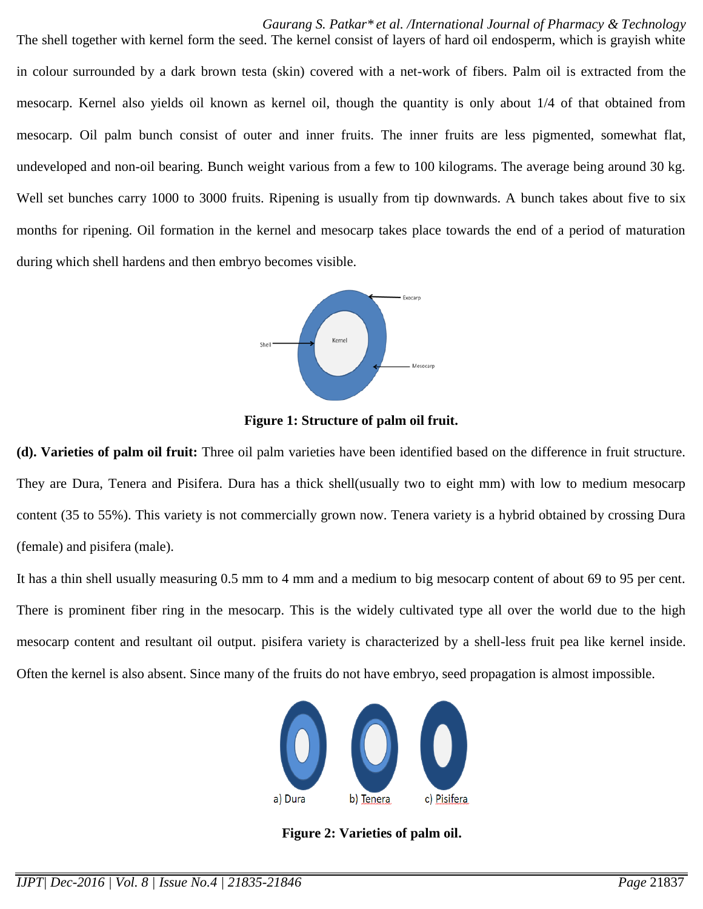The shell together with kernel form the seed. The kernel consist of layers of hard oil endosperm, which is grayish white in colour surrounded by a dark brown testa (skin) covered with a net-work of fibers. Palm oil is extracted from the mesocarp. Kernel also yields oil known as kernel oil, though the quantity is only about 1/4 of that obtained from mesocarp. Oil palm bunch consist of outer and inner fruits. The inner fruits are less pigmented, somewhat flat, undeveloped and non-oil bearing. Bunch weight various from a few to 100 kilograms. The average being around 30 kg. Well set bunches carry 1000 to 3000 fruits. Ripening is usually from tip downwards. A bunch takes about five to six months for ripening. Oil formation in the kernel and mesocarp takes place towards the end of a period of maturation during which shell hardens and then embryo becomes visible.

**Figure 1: Structure of palm oil fruit.**

**(d). Varieties of palm oil fruit:** Three oil palm varieties have been identified based on the difference in fruit structure. They are Dura, Tenera and Pisifera. Dura has a thick shell(usually two to eight mm) with low to medium mesocarp content (35 to 55%). This variety is not commercially grown now. Tenera variety is a hybrid obtained by crossing Dura (female) and pisifera (male).

It has a thin shell usually measuring 0.5 mm to 4 mm and a medium to big mesocarp content of about 69 to 95 per cent. There is prominent fiber ring in the mesocarp. This is the widely cultivated type all over the world due to the high mesocarp content and resultant oil output. pisifera variety is characterized by a shell-less fruit pea like kernel inside. Often the kernel is also absent. Since many of the fruits do not have embryo, seed propagation is almost impossible.

**Figure 2: Varieties of palm oil.**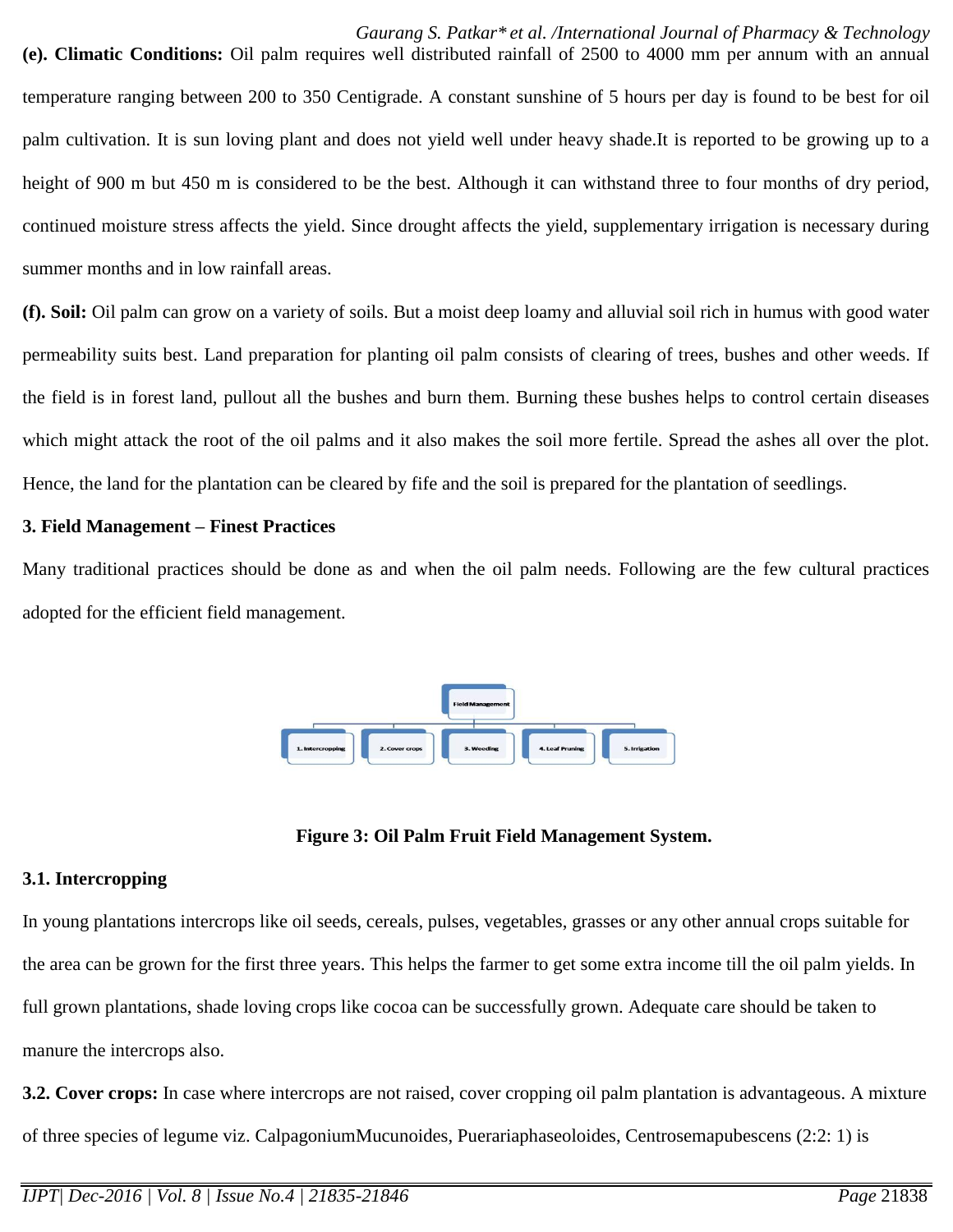**(e). Climatic Conditions:** Oil palm requires well distributed rainfall of 2500 to 4000 mm per annum with an annual temperature ranging between 200 to 350 Centigrade. A constant sunshine of 5 hours per day is found to be best for oil palm cultivation. It is sun loving plant and does not yield well under heavy shade.It is reported to be growing up to a height of 900 m but 450 m is considered to be the best. Although it can withstand three to four months of dry period, continued moisture stress affects the yield. Since drought affects the yield, supplementary irrigation is necessary during summer months and in low rainfall areas.

**(f). Soil:** Oil palm can grow on a variety of soils. But a moist deep loamy and alluvial soil rich in humus with good water permeability suits best. Land preparation for planting oil palm consists of clearing of trees, bushes and other weeds. If the field is in forest land, pullout all the bushes and burn them. Burning these bushes helps to control certain diseases which might attack the root of the oil palms and it also makes the soil more fertile. Spread the ashes all over the plot. Hence, the land for the plantation can be cleared by fife and the soil is prepared for the plantation of seedlings.

## 3. Field Management – Finest Practices

Many traditional practices should be done as and when the oil palm needs. Following are the few cultural practices adopted for the efficient field management.

Field Management

1. Intercropping | 2. Cover crops | 3. Weeding | 4. Leaf Pruning | 5. Irrigation

**Figure 3: Oil Palm Fruit Field Management System.**

### 3.1. Intercropping

In young plantations intercrops like oil seeds, cereals, pulses, vegetables, grasses or any other annual crops suitable for the area can be grown for the first three years. This helps the farmer to get some extra income till the oil palm yields. In full grown plantations, shade loving crops like cocoa can be successfully grown. Adequate care should be taken to manure the intercrops also.

**3.2. Cover crops:** In case where intercrops are not raised, cover cropping oil palm plantation is advantageous. A mixture of three species of legume viz. CalpagoniumMucunoides, Puerariaphaseoloides, Centrosemapubescens (2:2: 1) is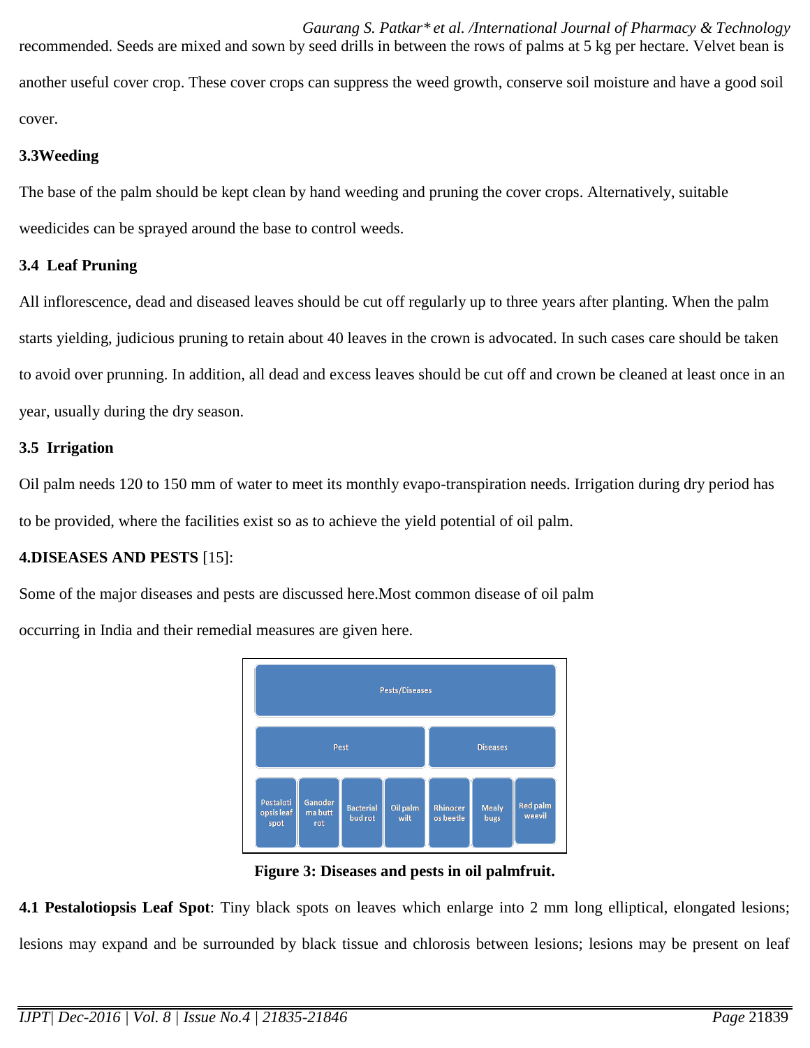recommended. Seeds are mixed and sown by seed drills in between the rows of palms at 5 kg per hectare. Velvet bean is another useful cover crop. These cover crops can suppress the weed growth, conserve soil moisture and have a good soil cover.

### 3.3Weeding

The base of the palm should be kept clean by hand weeding and pruning the cover crops. Alternatively, suitable weedicides can be sprayed around the base to control weeds.

### 3.4 Leaf Pruning

All inflorescence, dead and diseased leaves should be cut off regularly up to three years after planting. When the palm starts yielding, judicious pruning to retain about 40 leaves in the crown is advocated. In such cases care should be taken to avoid over prunning. In addition, all dead and excess leaves should be cut off and crown be cleaned at least once in an year, usually during the dry season.

### 3.5 Irrigation

Oil palm needs 120 to 150 mm of water to meet its monthly evapo-transpiration needs. Irrigation during dry period has to be provided, where the facilities exist so as to achieve the yield potential of oil palm.

## 4.DISEASES AND PESTS [15]:

Some of the major diseases and pests are discussed here.Most common disease of oil palm occurring in India and their remedial measures are given here.

**Figure 3: Diseases and pests in oil palmfruit.**

**4.1 Pestalotiopsis Leaf Spot**: Tiny black spots on leaves which enlarge into 2 mm long elliptical, elongated lesions; lesions may expand and be surrounded by black tissue and chlorosis between lesions; lesions may be present on leaf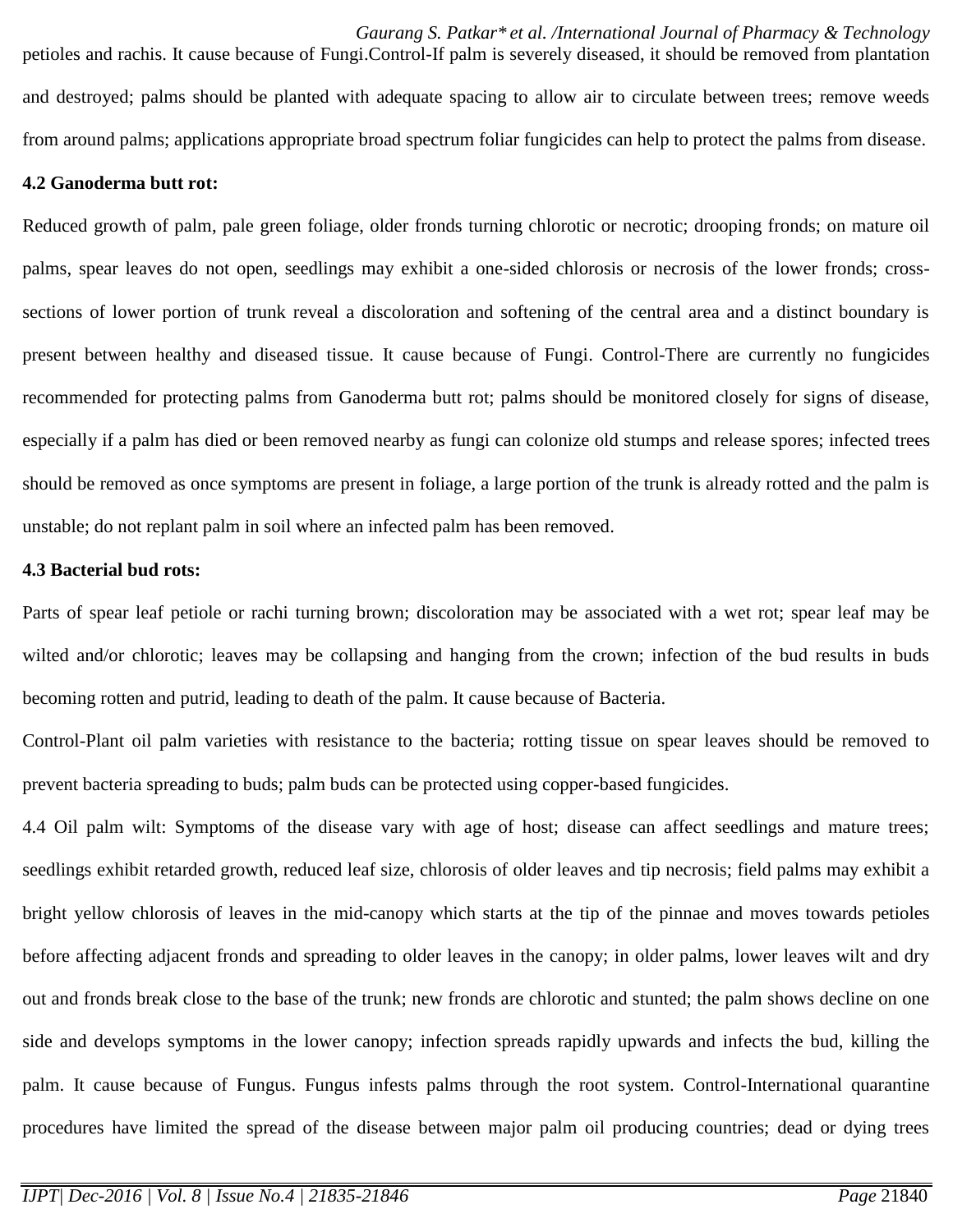petioles and rachis. It cause because of Fungi.Control-If palm is severely diseased, it should be removed from plantation and destroyed; palms should be planted with adequate spacing to allow air to circulate between trees; remove weeds from around palms; applications appropriate broad spectrum foliar fungicides can help to protect the palms from disease.

**4.2 Ganoderma butt rot:**

Reduced growth of palm, pale green foliage, older fronds turning chlorotic or necrotic; drooping fronds; on mature oil palms, spear leaves do not open, seedlings may exhibit a one-sided chlorosis or necrosis of the lower fronds; cross-sections of lower portion of trunk reveal a discoloration and softening of the central area and a distinct boundary is present between healthy and diseased tissue. It cause because of Fungi. Control-There are currently no fungicides recommended for protecting palms from Ganoderma butt rot; palms should be monitored closely for signs of disease, especially if a palm has died or been removed nearby as fungi can colonize old stumps and release spores; infected trees should be removed as once symptoms are present in foliage, a large portion of the trunk is already rotted and the palm is unstable; do not replant palm in soil where an infected palm has been removed.

**4.3 Bacterial bud rots:**

Parts of spear leaf petiole or rachi turning brown; discoloration may be associated with a wet rot; spear leaf may be wilted and/or chlorotic; leaves may be collapsing and hanging from the crown; infection of the bud results in buds becoming rotten and putrid, leading to death of the palm. It cause because of Bacteria.

Control-Plant oil palm varieties with resistance to the bacteria; rotting tissue on spear leaves should be removed to prevent bacteria spreading to buds; palm buds can be protected using copper-based fungicides.

4.4 Oil palm wilt: Symptoms of the disease vary with age of host; disease can affect seedlings and mature trees; seedlings exhibit retarded growth, reduced leaf size, chlorosis of older leaves and tip necrosis; field palms may exhibit a bright yellow chlorosis of leaves in the mid-canopy which starts at the tip of the pinnae and moves towards petioles before affecting adjacent fronds and spreading to older leaves in the canopy; in older palms, lower leaves wilt and dry out and fronds break close to the base of the trunk; new fronds are chlorotic and stunted; the palm shows decline on one side and develops symptoms in the lower canopy; infection spreads rapidly upwards and infects the bud, killing the palm. It cause because of Fungus. Fungus infests palms through the root system. Control-International quarantine procedures have limited the spread of the disease between major palm oil producing countries; dead or dying trees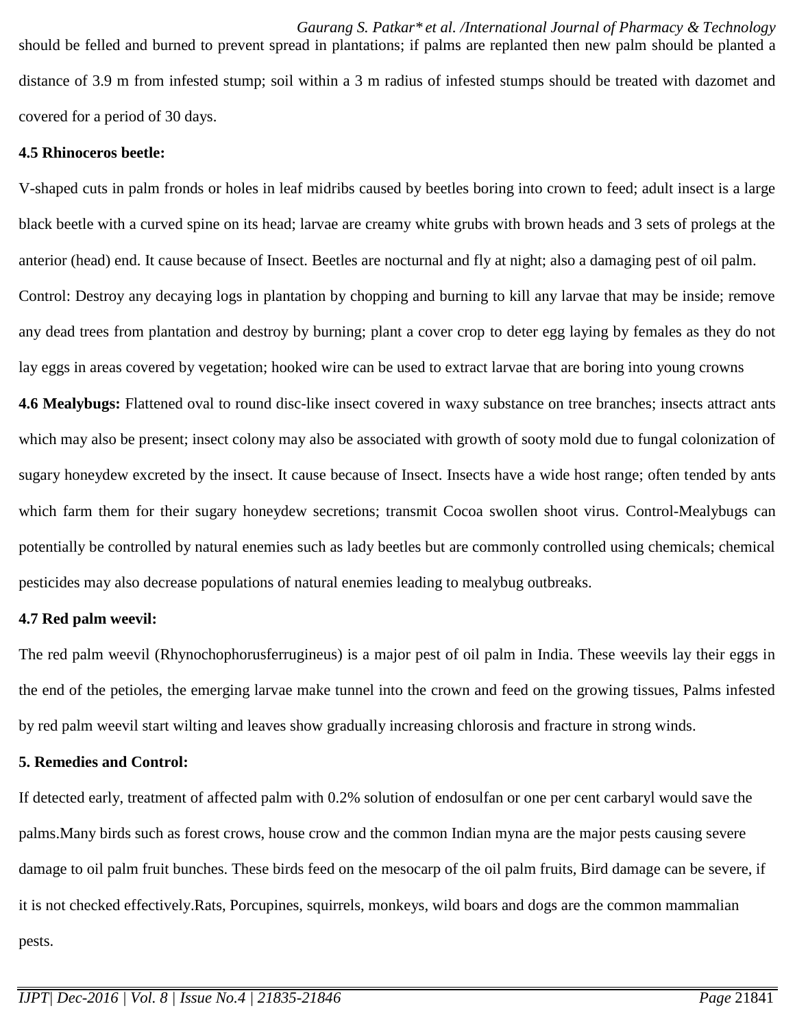should be felled and burned to prevent spread in plantations; if palms are replanted then new palm should be planted a distance of 3.9 m from infested stump; soil within a 3 m radius of infested stumps should be treated with dazomet and covered for a period of 30 days.

**4.5 Rhinoceros beetle:**

V-shaped cuts in palm fronds or holes in leaf midribs caused by beetles boring into crown to feed; adult insect is a large black beetle with a curved spine on its head; larvae are creamy white grubs with brown heads and 3 sets of prolegs at the anterior (head) end. It cause because of Insect. Beetles are nocturnal and fly at night; also a damaging pest of oil palm.

Control: Destroy any decaying logs in plantation by chopping and burning to kill any larvae that may be inside; remove any dead trees from plantation and destroy by burning; plant a cover crop to deter egg laying by females as they do not lay eggs in areas covered by vegetation; hooked wire can be used to extract larvae that are boring into young crowns

**4.6 Mealybugs:** Flattened oval to round disc-like insect covered in waxy substance on tree branches; insects attract ants which may also be present; insect colony may also be associated with growth of sooty mold due to fungal colonization of sugary honeydew excreted by the insect. It cause because of Insect. Insects have a wide host range; often tended by ants which farm them for their sugary honeydew secretions; transmit Cocoa swollen shoot virus. Control-Mealybugs can potentially be controlled by natural enemies such as lady beetles but are commonly controlled using chemicals; chemical pesticides may also decrease populations of natural enemies leading to mealybug outbreaks.

**4.7 Red palm weevil:**

The red palm weevil (Rhynochophorusferrugineus) is a major pest of oil palm in India. These weevils lay their eggs in the end of the petioles, the emerging larvae make tunnel into the crown and feed on the growing tissues, Palms infested by red palm weevil start wilting and leaves show gradually increasing chlorosis and fracture in strong winds.

**5. Remedies and Control:**

If detected early, treatment of affected palm with 0.2% solution of endosulfan or one per cent carbaryl would save the palms.Many birds such as forest crows, house crow and the common Indian myna are the major pests causing severe damage to oil palm fruit bunches. These birds feed on the mesocarp of the oil palm fruits, Bird damage can be severe, if it is not checked effectively.Rats, Porcupines, squirrels, monkeys, wild boars and dogs are the common mammalian pests.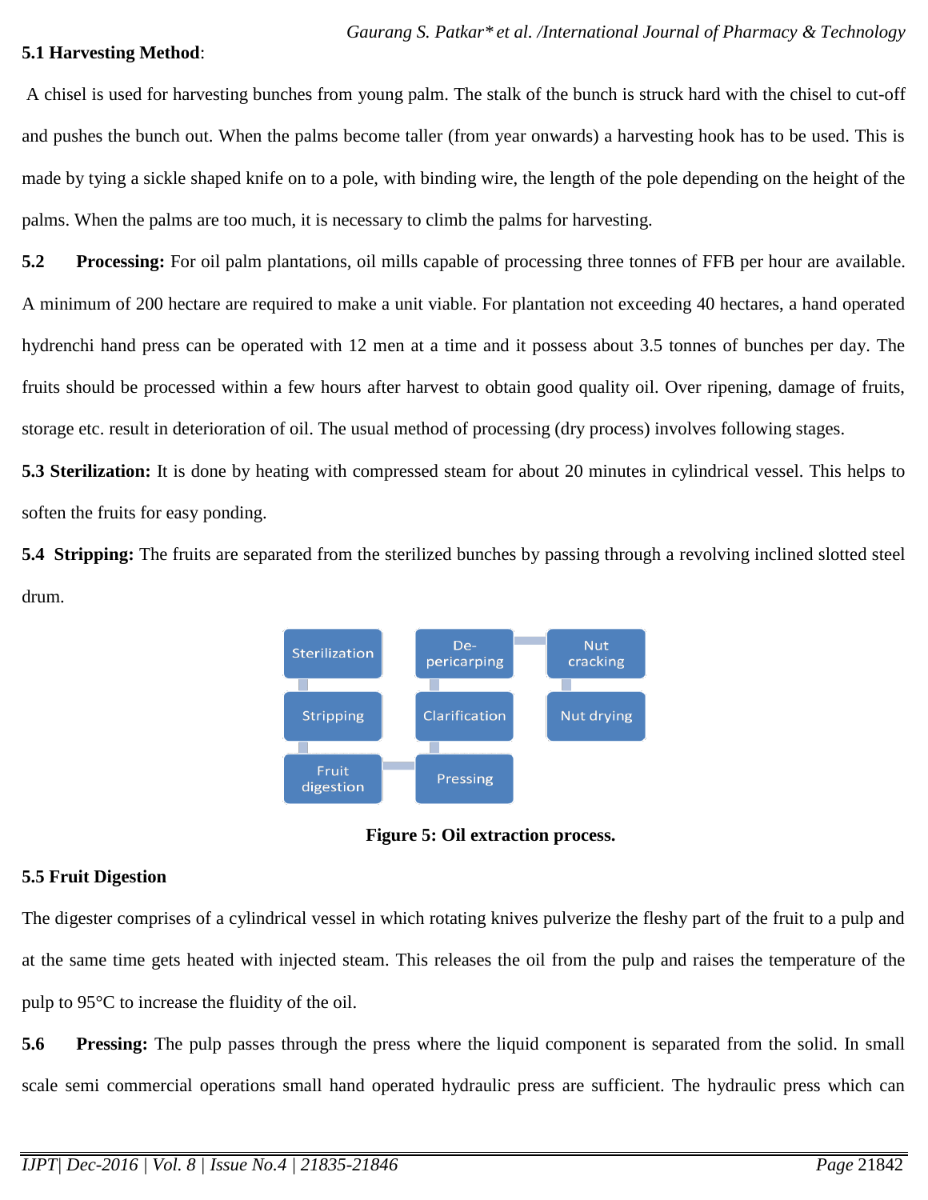**5.1 Harvesting Method**:

A chisel is used for harvesting bunches from young palm. The stalk of the bunch is struck hard with the chisel to cut-off and pushes the bunch out. When the palms become taller (from year onwards) a harvesting hook has to be used. This is made by tying a sickle shaped knife on to a pole, with binding wire, the length of the pole depending on the height of the palms. When the palms are too much, it is necessary to climb the palms for harvesting.

**5.2 Processing:** For oil palm plantations, oil mills capable of processing three tonnes of FFB per hour are available. A minimum of 200 hectare are required to make a unit viable. For plantation not exceeding 40 hectares, a hand operated hydrenchi hand press can be operated with 12 men at a time and it possess about 3.5 tonnes of bunches per day. The fruits should be processed within a few hours after harvest to obtain good quality oil. Over ripening, damage of fruits, storage etc. result in deterioration of oil. The usual method of processing (dry process) involves following stages.

**5.3 Sterilization:** It is done by heating with compressed steam for about 20 minutes in cylindrical vessel. This helps to soften the fruits for easy ponding.

**5.4 Stripping:** The fruits are separated from the sterilized bunches by passing through a revolving inclined slotted steel drum.

Sterilization → Stripping → Fruit digestion → Pressing → Clarification → De-pericarping → Nut cracking → Nut drying

**Figure 5: Oil extraction process.**

**5.5 Fruit Digestion**

The digester comprises of a cylindrical vessel in which rotating knives pulverize the fleshy part of the fruit to a pulp and at the same time gets heated with injected steam. This releases the oil from the pulp and raises the temperature of the pulp to 95°C to increase the fluidity of the oil.

**5.6 Pressing:** The pulp passes through the press where the liquid component is separated from the solid. In small scale semi commercial operations small hand operated hydraulic press are sufficient. The hydraulic press which can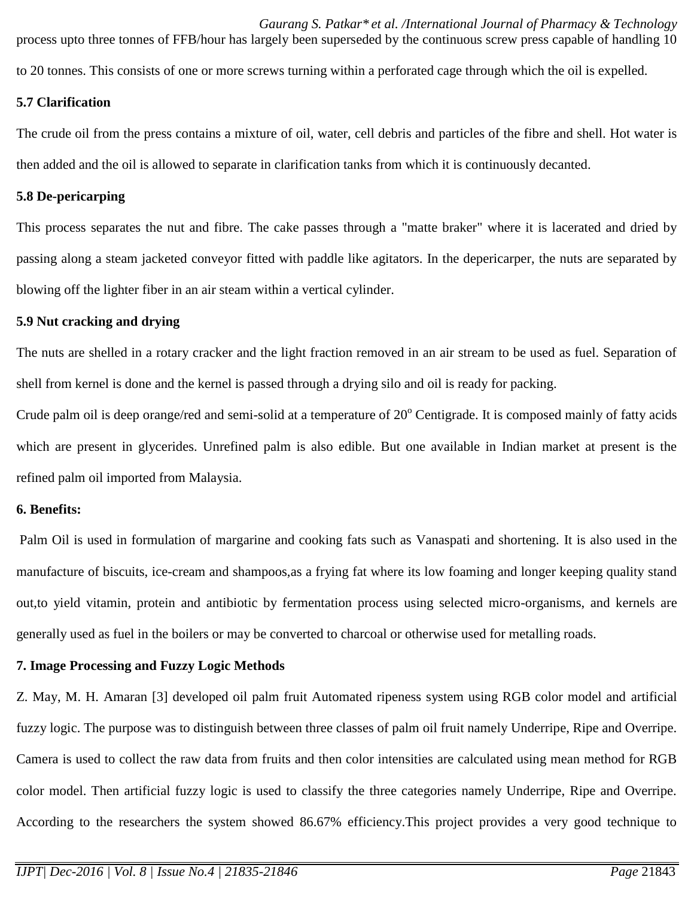process upto three tonnes of FFB/hour has largely been superseded by the continuous screw press capable of handling 10 to 20 tonnes. This consists of one or more screws turning within a perforated cage through which the oil is expelled.

### 5.7 Clarification

The crude oil from the press contains a mixture of oil, water, cell debris and particles of the fibre and shell. Hot water is then added and the oil is allowed to separate in clarification tanks from which it is continuously decanted.

### 5.8 De-pericarping

This process separates the nut and fibre. The cake passes through a "matte braker" where it is lacerated and dried by passing along a steam jacketed conveyor fitted with paddle like agitators. In the depericarper, the nuts are separated by blowing off the lighter fiber in an air steam within a vertical cylinder.

### 5.9 Nut cracking and drying

The nuts are shelled in a rotary cracker and the light fraction removed in an air stream to be used as fuel. Separation of shell from kernel is done and the kernel is passed through a drying silo and oil is ready for packing.

Crude palm oil is deep orange/red and semi-solid at a temperature of $20^{o}$ Centigrade. It is composed mainly of fatty acids which are present in glycerides. Unrefined palm is also edible. But one available in Indian market at present is the refined palm oil imported from Malaysia.

## 6. Benefits:

Palm Oil is used in formulation of margarine and cooking fats such as Vanaspati and shortening. It is also used in the manufacture of biscuits, ice-cream and shampoos,as a frying fat where its low foaming and longer keeping quality stand out,to yield vitamin, protein and antibiotic by fermentation process using selected micro-organisms, and kernels are generally used as fuel in the boilers or may be converted to charcoal or otherwise used for metalling roads.

## 7. Image Processing and Fuzzy Logic Methods

Z. May, M. H. Amaran [3] developed oil palm fruit Automated ripeness system using RGB color model and artificial fuzzy logic. The purpose was to distinguish between three classes of palm oil fruit namely Underripe, Ripe and Overripe. Camera is used to collect the raw data from fruits and then color intensities are calculated using mean method for RGB color model. Then artificial fuzzy logic is used to classify the three categories namely Underripe, Ripe and Overripe. According to the researchers the system showed 86.67% efficiency.This project provides a very good technique to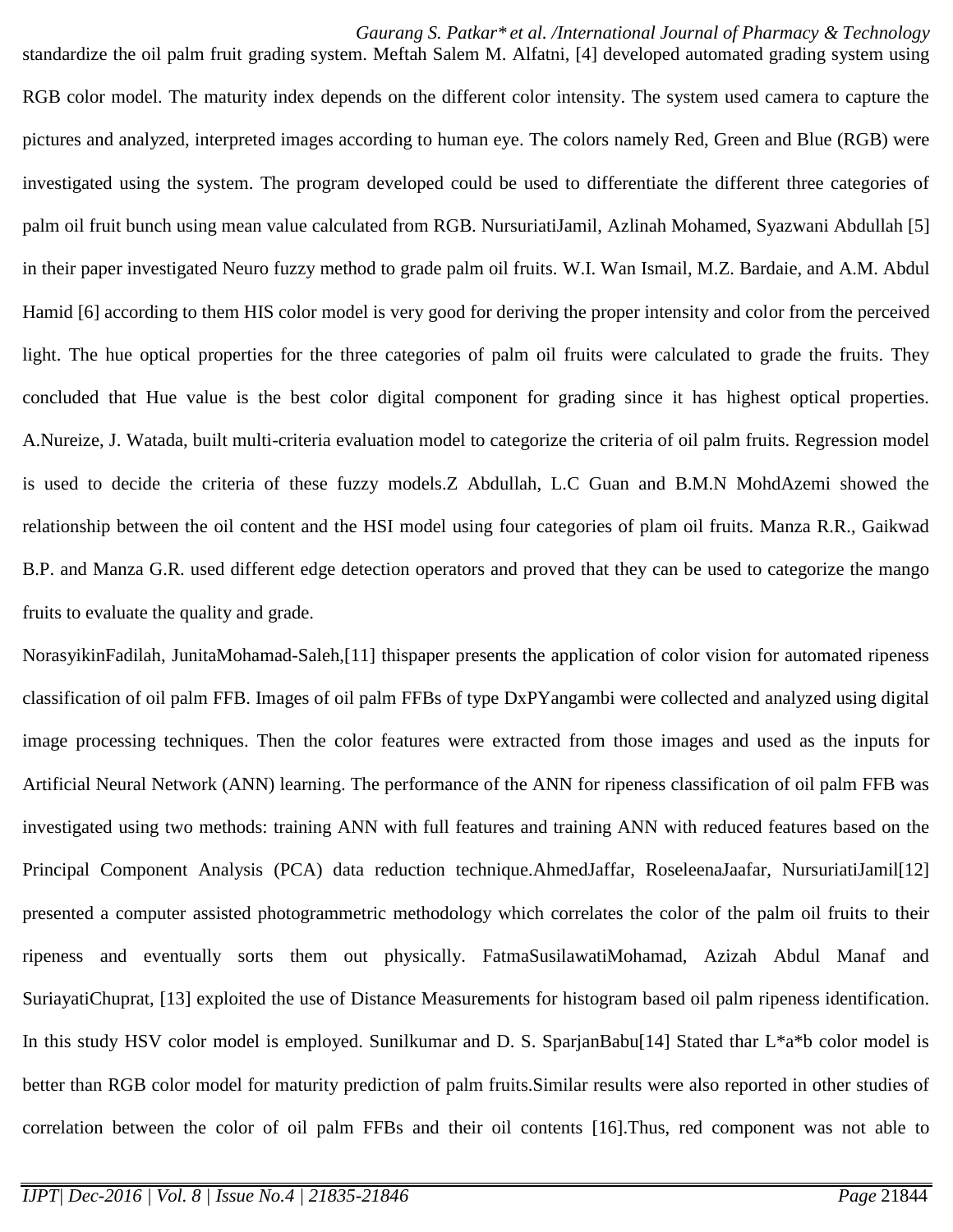standardize the oil palm fruit grading system. Meftah Salem M. Alfatni, [4] developed automated grading system using RGB color model. The maturity index depends on the different color intensity. The system used camera to capture the pictures and analyzed, interpreted images according to human eye. The colors namely Red, Green and Blue (RGB) were investigated using the system. The program developed could be used to differentiate the different three categories of palm oil fruit bunch using mean value calculated from RGB. NursuriatiJamil, Azlinah Mohamed, Syazwani Abdullah [5] in their paper investigated Neuro fuzzy method to grade palm oil fruits. W.I. Wan Ismail, M.Z. Bardaie, and A.M. Abdul Hamid [6] according to them HIS color model is very good for deriving the proper intensity and color from the perceived light. The hue optical properties for the three categories of palm oil fruits were calculated to grade the fruits. They concluded that Hue value is the best color digital component for grading since it has highest optical properties. A.Nureize, J. Watada, built multi-criteria evaluation model to categorize the criteria of oil palm fruits. Regression model is used to decide the criteria of these fuzzy models.Z Abdullah, L.C Guan and B.M.N MohdAzemi showed the relationship between the oil content and the HSI model using four categories of plam oil fruits. Manza R.R., Gaikwad B.P. and Manza G.R. used different edge detection operators and proved that they can be used to categorize the mango fruits to evaluate the quality and grade.

NorasyikinFadilah, JunitaMohamad-Saleh,[11] thispaper presents the application of color vision for automated ripeness classification of oil palm FFB. Images of oil palm FFBs of type DxPYangambi were collected and analyzed using digital image processing techniques. Then the color features were extracted from those images and used as the inputs for Artificial Neural Network (ANN) learning. The performance of the ANN for ripeness classification of oil palm FFB was investigated using two methods: training ANN with full features and training ANN with reduced features based on the Principal Component Analysis (PCA) data reduction technique.AhmedJaffar, RoseleenaJaafar, NursuriatiJamil[12] presented a computer assisted photogrammetric methodology which correlates the color of the palm oil fruits to their ripeness and eventually sorts them out physically. FatmaSusilawatiMohamad, Azizah Abdul Manaf and SuriayatiChuprat, [13] exploited the use of Distance Measurements for histogram based oil palm ripeness identification. In this study HSV color model is employed. Sunilkumar and D. S. SparjanBabu[14] Stated thar L*a*b color model is better than RGB color model for maturity prediction of palm fruits.Similar results were also reported in other studies of correlation between the color of oil palm FFBs and their oil contents [16].Thus, red component was not able to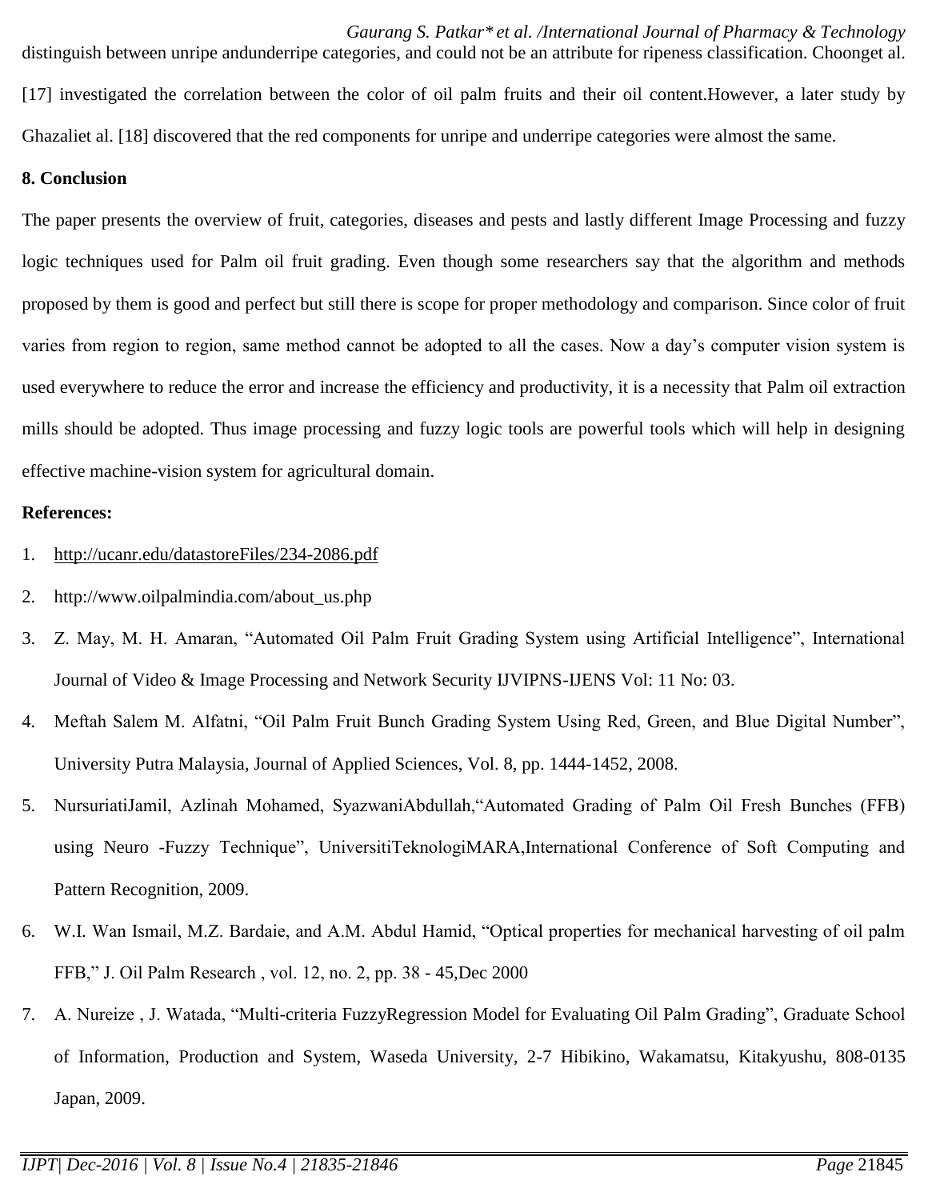distinguish between unripe andunderripe categories, and could not be an attribute for ripeness classification. Choonget al. [17] investigated the correlation between the color of oil palm fruits and their oil content.However, a later study by Ghazaliet al. [18] discovered that the red components for unripe and underripe categories were almost the same.

**8. Conclusion**

The paper presents the overview of fruit, categories, diseases and pests and lastly different Image Processing and fuzzy logic techniques used for Palm oil fruit grading. Even though some researchers say that the algorithm and methods proposed by them is good and perfect but still there is scope for proper methodology and comparison. Since color of fruit varies from region to region, same method cannot be adopted to all the cases. Now a day's computer vision system is used everywhere to reduce the error and increase the efficiency and productivity, it is a necessity that Palm oil extraction mills should be adopted. Thus image processing and fuzzy logic tools are powerful tools which will help in designing effective machine-vision system for agricultural domain.

**References:**

1. http://ucanr.edu/datastoreFiles/234-2086.pdf
2. http://www.oilpalmindia.com/about_us.php
3. Z. May, M. H. Amaran, "Automated Oil Palm Fruit Grading System using Artificial Intelligence", International Journal of Video & Image Processing and Network Security IJVIPNS-IJENS Vol: 11 No: 03.
4. Meftah Salem M. Alfatni, "Oil Palm Fruit Bunch Grading System Using Red, Green, and Blue Digital Number", University Putra Malaysia, Journal of Applied Sciences, Vol. 8, pp. 1444-1452, 2008.
5. NursuriatiJamil, Azlinah Mohamed, SyazwaniAbdullah,"Automated Grading of Palm Oil Fresh Bunches (FFB) using Neuro -Fuzzy Technique", UniversitiTeknologiMARA,International Conference of Soft Computing and Pattern Recognition, 2009.
6. W.I. Wan Ismail, M.Z. Bardaie, and A.M. Abdul Hamid, "Optical properties for mechanical harvesting of oil palm FFB," J. Oil Palm Research , vol. 12, no. 2, pp. 38 - 45,Dec 2000
7. A. Nureize , J. Watada, "Multi-criteria FuzzyRegression Model for Evaluating Oil Palm Grading", Graduate School of Information, Production and System, Waseda University, 2-7 Hibikino, Wakamatsu, Kitakyushu, 808-0135 Japan, 2009.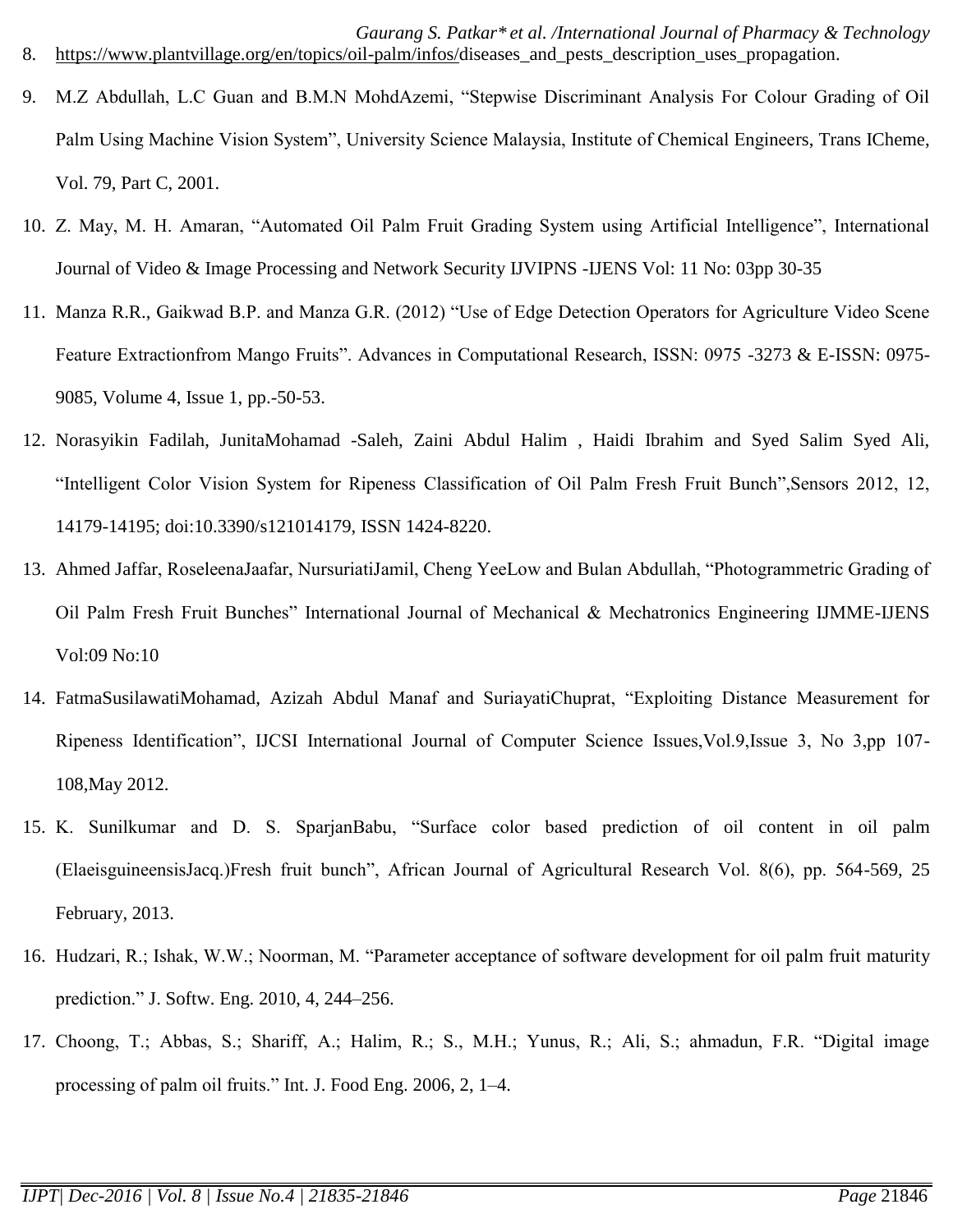8. https://www.plantvillage.org/en/topics/oil-palm/infos/diseases_and_pests_description_uses_propagation.
9. M.Z Abdullah, L.C Guan and B.M.N MohdAzemi, "Stepwise Discriminant Analysis For Colour Grading of Oil Palm Using Machine Vision System", University Science Malaysia, Institute of Chemical Engineers, Trans ICheme, Vol. 79, Part C, 2001.
10. Z. May, M. H. Amaran, "Automated Oil Palm Fruit Grading System using Artificial Intelligence", International Journal of Video & Image Processing and Network Security IJVIPNS -IJENS Vol: 11 No: 03pp 30-35
11. Manza R.R., Gaikwad B.P. and Manza G.R. (2012) "Use of Edge Detection Operators for Agriculture Video Scene Feature Extractionfrom Mango Fruits". Advances in Computational Research, ISSN: 0975 -3273 & E-ISSN: 0975-9085, Volume 4, Issue 1, pp.-50-53.
12. Norasyikin Fadilah, JunitaMohamad -Saleh, Zaini Abdul Halim , Haidi Ibrahim and Syed Salim Syed Ali, "Intelligent Color Vision System for Ripeness Classification of Oil Palm Fresh Fruit Bunch",Sensors 2012, 12, 14179-14195; doi:10.3390/s121014179, ISSN 1424-8220.
13. Ahmed Jaffar, RoseleenaJaafar, NursuriatiJamil, Cheng YeeLow and Bulan Abdullah, "Photogrammetric Grading of Oil Palm Fresh Fruit Bunches" International Journal of Mechanical & Mechatronics Engineering IJMME-IJENS Vol:09 No:10
14. FatmaSusilawatiMohamad, Azizah Abdul Manaf and SuriayatiChuprat, "Exploiting Distance Measurement for Ripeness Identification", IJCSI International Journal of Computer Science Issues,Vol.9,Issue 3, No 3,pp 107-108,May 2012.
15. K. Sunilkumar and D. S. SparjanBabu, "Surface color based prediction of oil content in oil palm (ElaeisguineensisJacq.)Fresh fruit bunch", African Journal of Agricultural Research Vol. 8(6), pp. 564-569, 25 February, 2013.
16. Hudzari, R.; Ishak, W.W.; Noorman, M. "Parameter acceptance of software development for oil palm fruit maturity prediction." J. Softw. Eng. 2010, 4, 244–256.
17. Choong, T.; Abbas, S.; Shariff, A.; Halim, R.; S., M.H.; Yunus, R.; Ali, S.; ahmadun, F.R. "Digital image processing of palm oil fruits." Int. J. Food Eng. 2006, 2, 1–4.